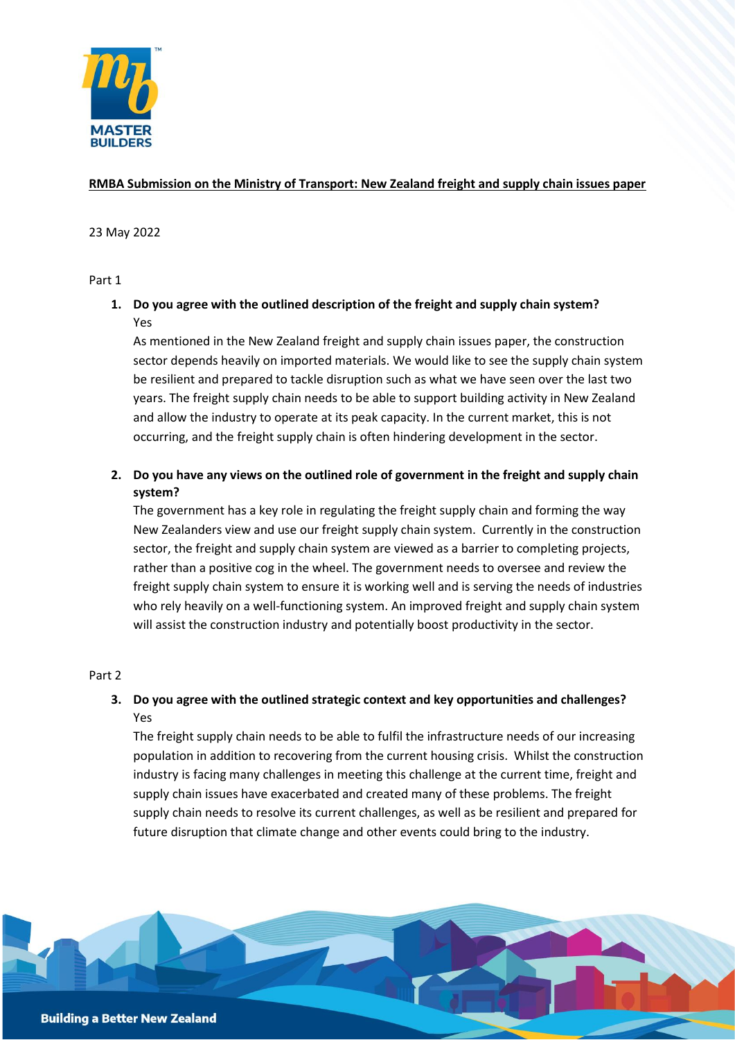**RMBA Submission on the Ministry of Transport: New Zealand freight and supply chain issues paper**

23 May 2022

Part 1

1. **Do you agree with the outlined description of the freight and supply chain system?**
   Yes
   As mentioned in the New Zealand freight and supply chain issues paper, the construction sector depends heavily on imported materials. We would like to see the supply chain system be resilient and prepared to tackle disruption such as what we have seen over the last two years. The freight supply chain needs to be able to support building activity in New Zealand and allow the industry to operate at its peak capacity. In the current market, this is not occurring, and the freight supply chain is often hindering development in the sector.

2. **Do you have any views on the outlined role of government in the freight and supply chain system?**
   The government has a key role in regulating the freight supply chain and forming the way New Zealanders view and use our freight supply chain system. Currently in the construction sector, the freight and supply chain system are viewed as a barrier to completing projects, rather than a positive cog in the wheel. The government needs to oversee and review the freight supply chain system to ensure it is working well and is serving the needs of industries who rely heavily on a well-functioning system. An improved freight and supply chain system will assist the construction industry and potentially boost productivity in the sector.

Part 2

3. **Do you agree with the outlined strategic context and key opportunities and challenges?**
   Yes
   The freight supply chain needs to be able to fulfil the infrastructure needs of our increasing population in addition to recovering from the current housing crisis. Whilst the construction industry is facing many challenges in meeting this challenge at the current time, freight and supply chain issues have exacerbated and created many of these problems. The freight supply chain needs to resolve its current challenges, as well as be resilient and prepared for future disruption that climate change and other events could bring to the industry.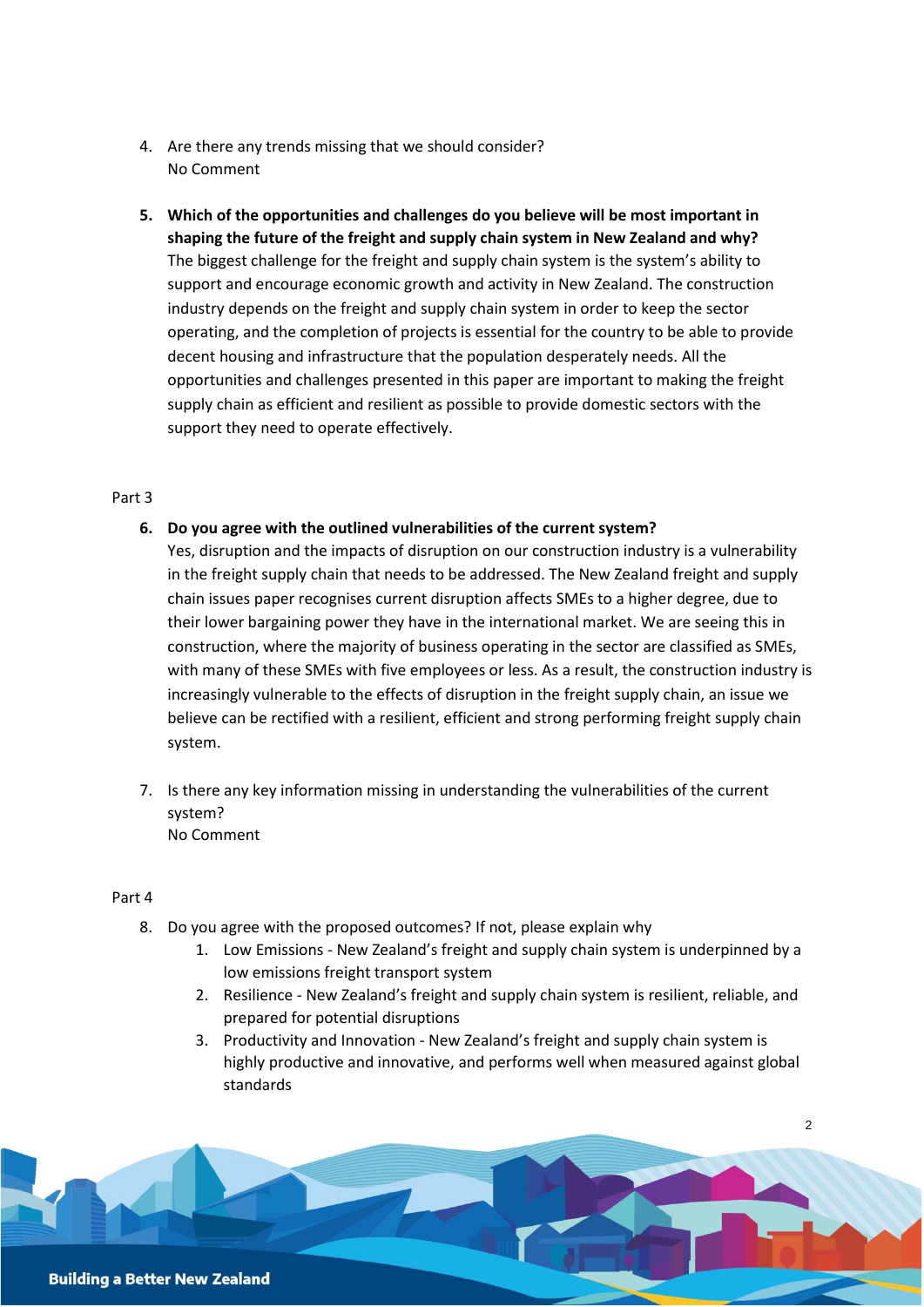4. Are there any trends missing that we should consider?
   No Comment

5. **Which of the opportunities and challenges do you believe will be most important in shaping the future of the freight and supply chain system in New Zealand and why?**
   The biggest challenge for the freight and supply chain system is the system's ability to support and encourage economic growth and activity in New Zealand. The construction industry depends on the freight and supply chain system in order to keep the sector operating, and the completion of projects is essential for the country to be able to provide decent housing and infrastructure that the population desperately needs. All the opportunities and challenges presented in this paper are important to making the freight supply chain as efficient and resilient as possible to provide domestic sectors with the support they need to operate effectively.

Part 3

6. **Do you agree with the outlined vulnerabilities of the current system?**
   Yes, disruption and the impacts of disruption on our construction industry is a vulnerability in the freight supply chain that needs to be addressed. The New Zealand freight and supply chain issues paper recognises current disruption affects SMEs to a higher degree, due to their lower bargaining power they have in the international market. We are seeing this in construction, where the majority of business operating in the sector are classified as SMEs, with many of these SMEs with five employees or less. As a result, the construction industry is increasingly vulnerable to the effects of disruption in the freight supply chain, an issue we believe can be rectified with a resilient, efficient and strong performing freight supply chain system.

7. Is there any key information missing in understanding the vulnerabilities of the current system?
   No Comment

Part 4

8. Do you agree with the proposed outcomes? If not, please explain why
   1. Low Emissions - New Zealand's freight and supply chain system is underpinned by a low emissions freight transport system
   2. Resilience - New Zealand's freight and supply chain system is resilient, reliable, and prepared for potential disruptions
   3. Productivity and Innovation - New Zealand's freight and supply chain system is highly productive and innovative, and performs well when measured against global standards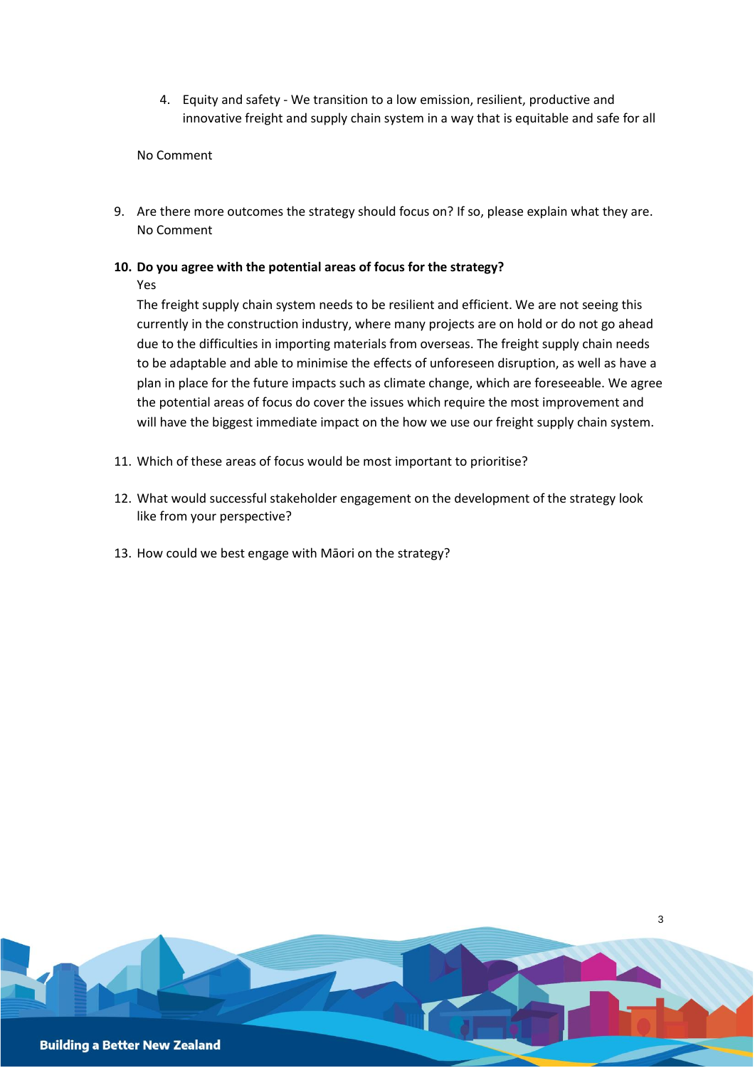4. Equity and safety - We transition to a low emission, resilient, productive and innovative freight and supply chain system in a way that is equitable and safe for all

No Comment

9. Are there more outcomes the strategy should focus on? If so, please explain what they are.
   No Comment

**10. Do you agree with the potential areas of focus for the strategy?**

Yes

The freight supply chain system needs to be resilient and efficient. We are not seeing this currently in the construction industry, where many projects are on hold or do not go ahead due to the difficulties in importing materials from overseas. The freight supply chain needs to be adaptable and able to minimise the effects of unforeseen disruption, as well as have a plan in place for the future impacts such as climate change, which are foreseeable. We agree the potential areas of focus do cover the issues which require the most improvement and will have the biggest immediate impact on the how we use our freight supply chain system.

11. Which of these areas of focus would be most important to prioritise?

12. What would successful stakeholder engagement on the development of the strategy look like from your perspective?

13. How could we best engage with Māori on the strategy?